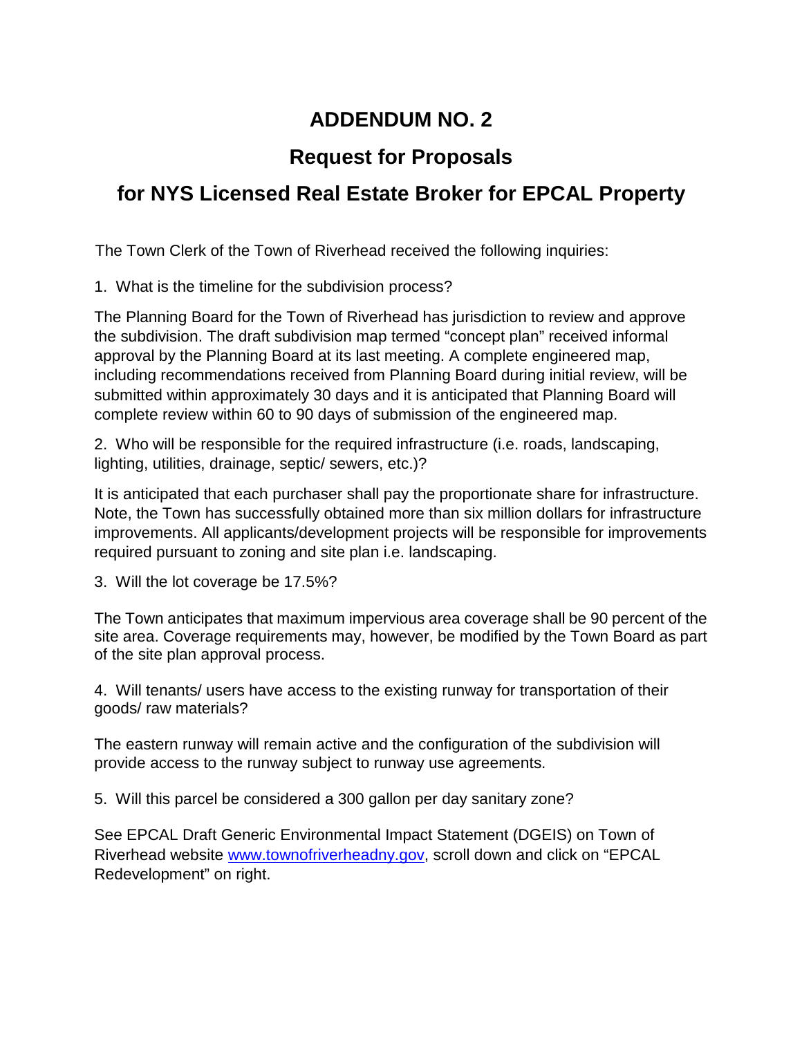# ADDENDUM NO. 2

## Request for Proposals

## for NYS Licensed Real Estate Broker for EPCAL Property

The Town Clerk of the Town of Riverhead received the following inquiries:

1. What is the timeline for the subdivision process?

The Planning Board for the Town of Riverhead has jurisdiction to review and approve the subdivision. The draft subdivision map termed "concept plan" received informal approval by the Planning Board at its last meeting. A complete engineered map, including recommendations received from Planning Board during initial review, will be submitted within approximately 30 days and it is anticipated that Planning Board will complete review within 60 to 90 days of submission of the engineered map.

2. Who will be responsible for the required infrastructure (i.e. roads, landscaping, lighting, utilities, drainage, septic/ sewers, etc.)?

It is anticipated that each purchaser shall pay the proportionate share for infrastructure. Note, the Town has successfully obtained more than six million dollars for infrastructure improvements. All applicants/development projects will be responsible for improvements required pursuant to zoning and site plan i.e. landscaping.

3. Will the lot coverage be 17.5%?

The Town anticipates that maximum impervious area coverage shall be 90 percent of the site area. Coverage requirements may, however, be modified by the Town Board as part of the site plan approval process.

4. Will tenants/ users have access to the existing runway for transportation of their goods/ raw materials?

The eastern runway will remain active and the configuration of the subdivision will provide access to the runway subject to runway use agreements.

5. Will this parcel be considered a 300 gallon per day sanitary zone?

See EPCAL Draft Generic Environmental Impact Statement (DGEIS) on Town of Riverhead website [www.townofriverheadny.gov](http://www.townofriverheadny.gov), scroll down and click on "EPCAL Redevelopment" on right.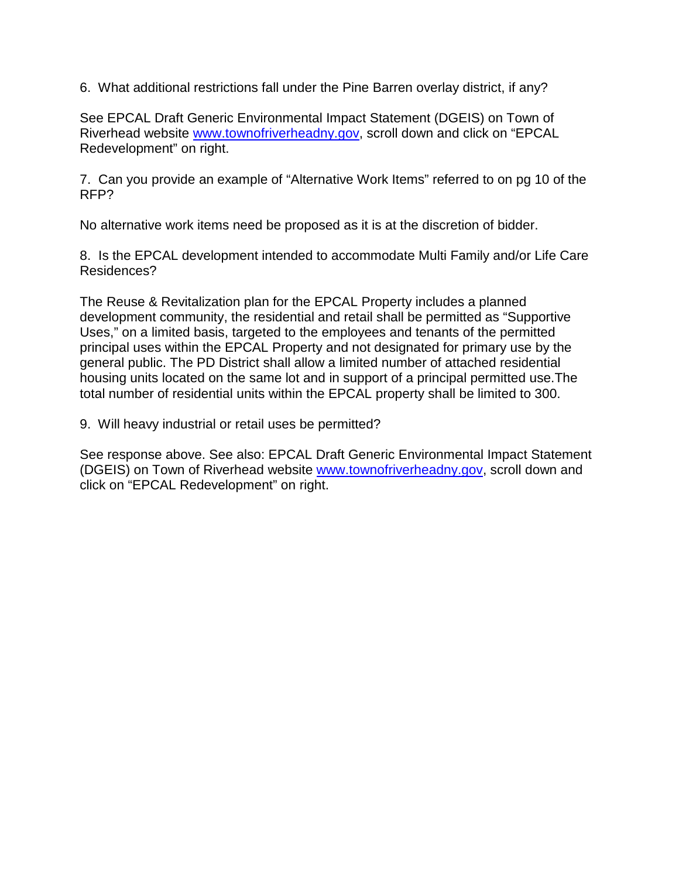6. What additional restrictions fall under the Pine Barren overlay district, if any?

See EPCAL Draft Generic Environmental Impact Statement (DGEIS) on Town of Riverhead website www.townofriverheadny.gov, scroll down and click on “EPCAL Redevelopment” on right.

7. Can you provide an example of “Alternative Work Items” referred to on pg 10 of the RFP?

No alternative work items need be proposed as it is at the discretion of bidder.

8. Is the EPCAL development intended to accommodate Multi Family and/or Life Care Residences?

The Reuse & Revitalization plan for the EPCAL Property includes a planned development community, the residential and retail shall be permitted as “Supportive Uses,” on a limited basis, targeted to the employees and tenants of the permitted principal uses within the EPCAL Property and not designated for primary use by the general public. The PD District shall allow a limited number of attached residential housing units located on the same lot and in support of a principal permitted use.The total number of residential units within the EPCAL property shall be limited to 300.

9. Will heavy industrial or retail uses be permitted?

See response above. See also: EPCAL Draft Generic Environmental Impact Statement (DGEIS) on Town of Riverhead website www.townofriverheadny.gov, scroll down and click on “EPCAL Redevelopment” on right.